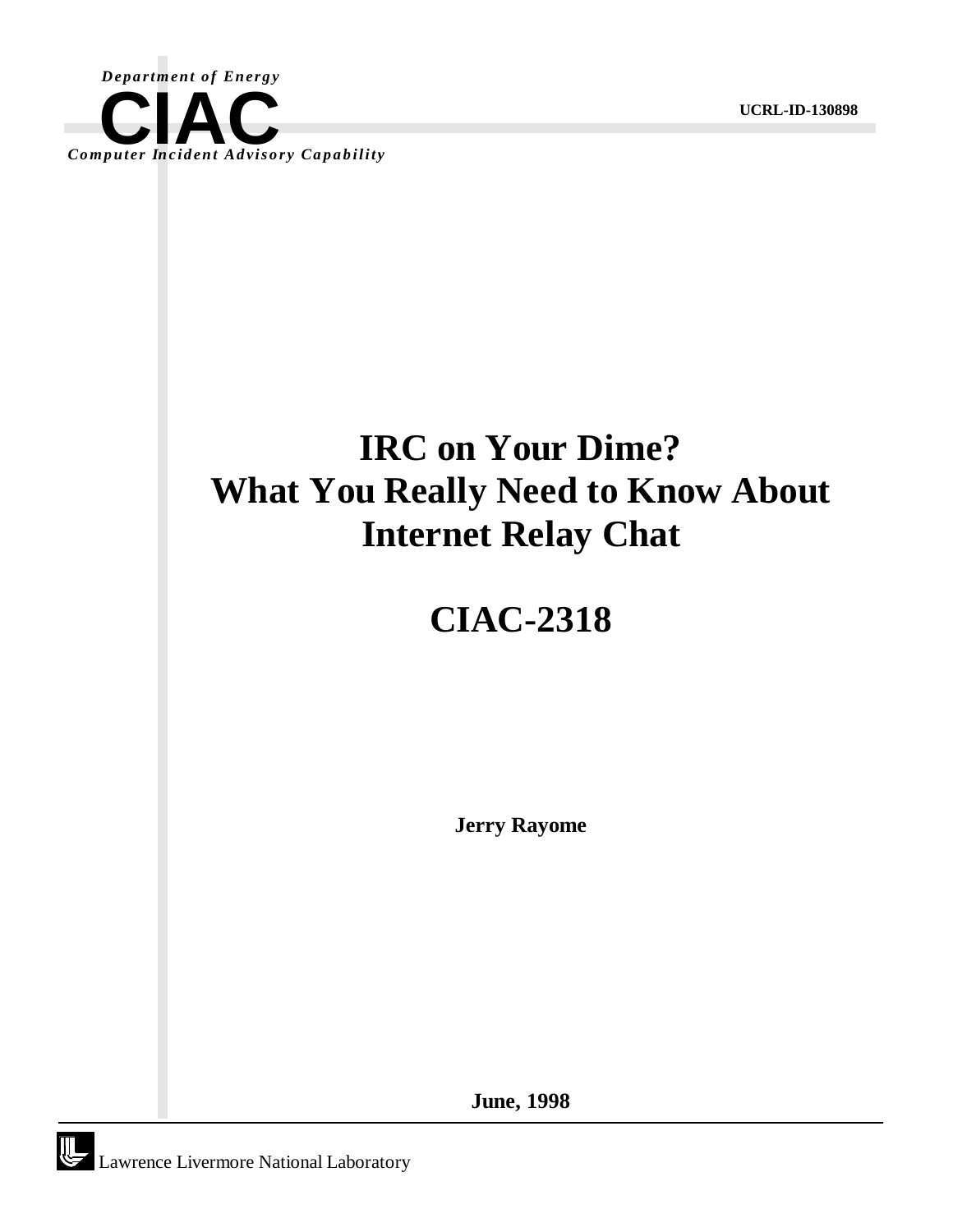*Department of Energy*

**CIAC**

*Computer Incident Advisory Capability*

**UCRL-ID-130898**

# IRC on Your Dime? What You Really Need to Know About Internet Relay Chat

# CIAC-2318

**Jerry Rayome**

**June, 1998**

Lawrence Livermore National Laboratory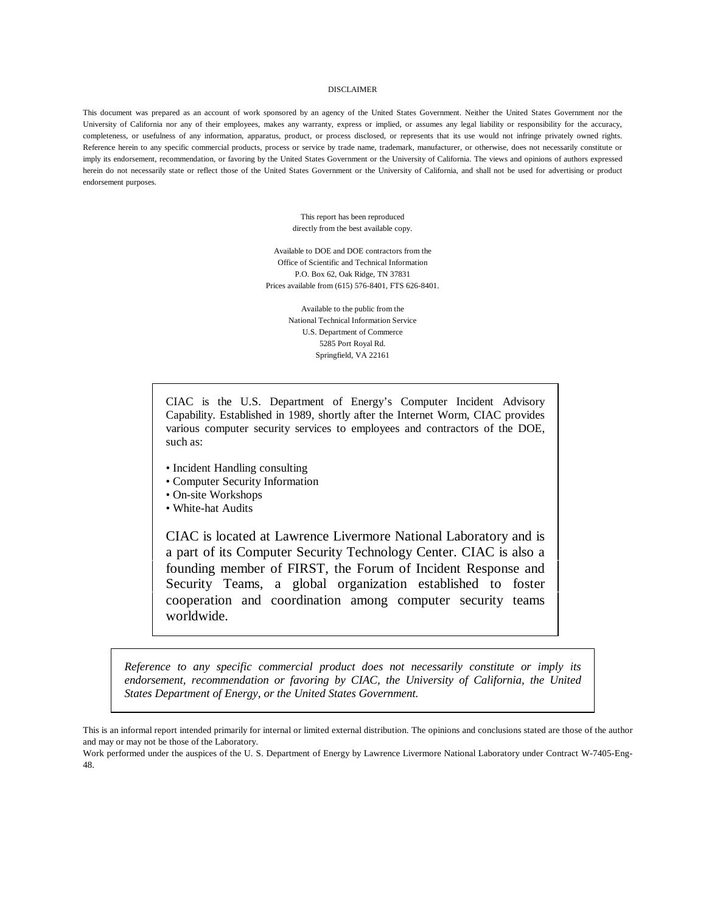DISCLAIMER

This document was prepared as an account of work sponsored by an agency of the United States Government. Neither the United States Government nor the University of California nor any of their employees, makes any warranty, express or implied, or assumes any legal liability or responsibility for the accuracy, completeness, or usefulness of any information, apparatus, product, or process disclosed, or represents that its use would not infringe privately owned rights. Reference herein to any specific commercial products, process or service by trade name, trademark, manufacturer, or otherwise, does not necessarily constitute or imply its endorsement, recommendation, or favoring by the United States Government or the University of California. The views and opinions of authors expressed herein do not necessarily state or reflect those of the United States Government or the University of California, and shall not be used for advertising or product endorsement purposes.

This report has been reproduced
directly from the best available copy.

Available to DOE and DOE contractors from the
Office of Scientific and Technical Information
P.O. Box 62, Oak Ridge, TN 37831
Prices available from (615) 576-8401, FTS 626-8401.

Available to the public from the
National Technical Information Service
U.S. Department of Commerce
5285 Port Royal Rd.
Springfield, VA 22161

CIAC is the U.S. Department of Energy's Computer Incident Advisory Capability. Established in 1989, shortly after the Internet Worm, CIAC provides various computer security services to employees and contractors of the DOE, such as:

- Incident Handling consulting
- Computer Security Information
- On-site Workshops
- White-hat Audits

CIAC is located at Lawrence Livermore National Laboratory and is a part of its Computer Security Technology Center. CIAC is also a founding member of FIRST, the Forum of Incident Response and Security Teams, a global organization established to foster cooperation and coordination among computer security teams worldwide.

*Reference to any specific commercial product does not necessarily constitute or imply its endorsement, recommendation or favoring by CIAC, the University of California, the United States Department of Energy, or the United States Government.*

This is an informal report intended primarily for internal or limited external distribution. The opinions and conclusions stated are those of the author and may or may not be those of the Laboratory.

Work performed under the auspices of the U. S. Department of Energy by Lawrence Livermore National Laboratory under Contract W-7405-Eng-48.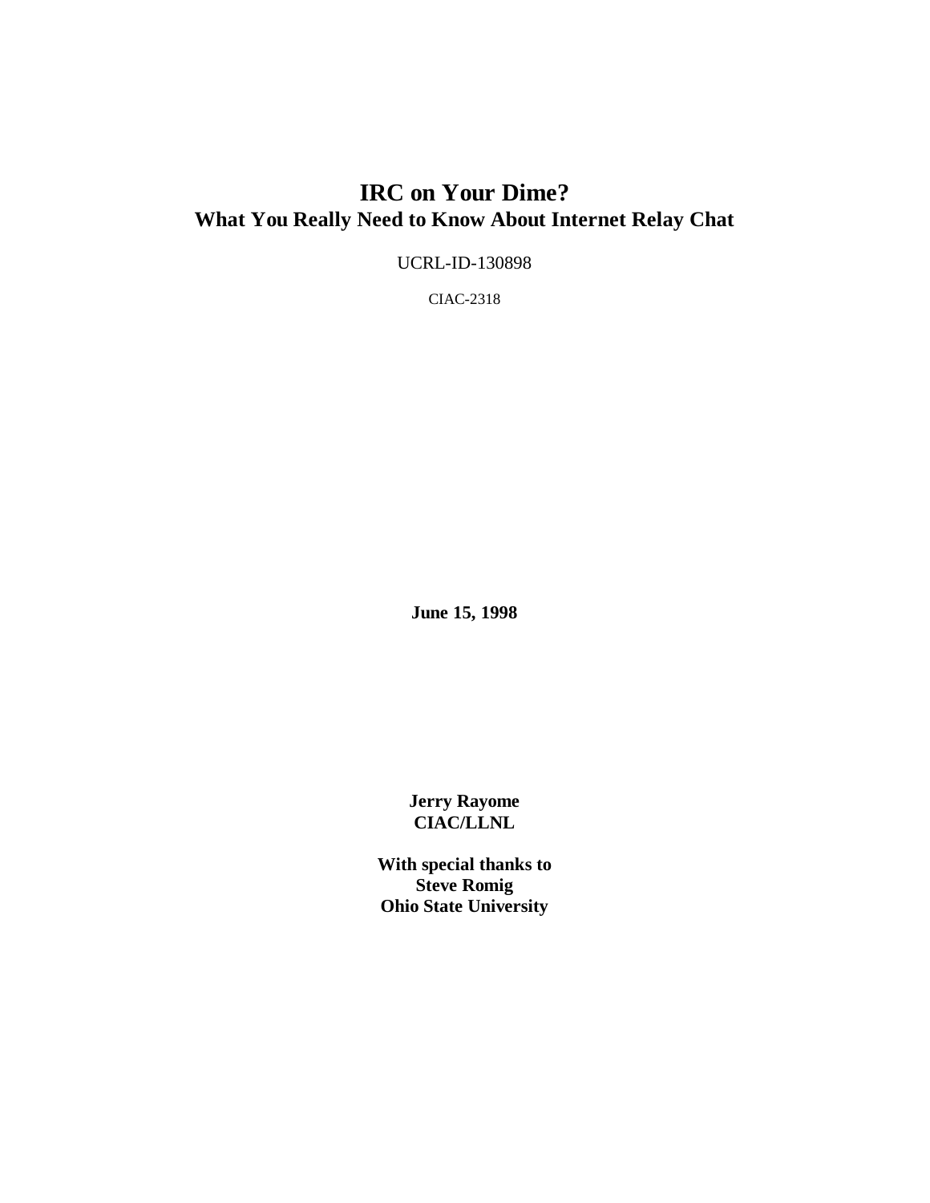# IRC on Your Dime?

## What You Really Need to Know About Internet Relay Chat

UCRL-ID-130898

CIAC-2318

**June 15, 1998**

**Jerry Rayome**
**CIAC/LLNL**

**With special thanks to**
**Steve Romig**
**Ohio State University**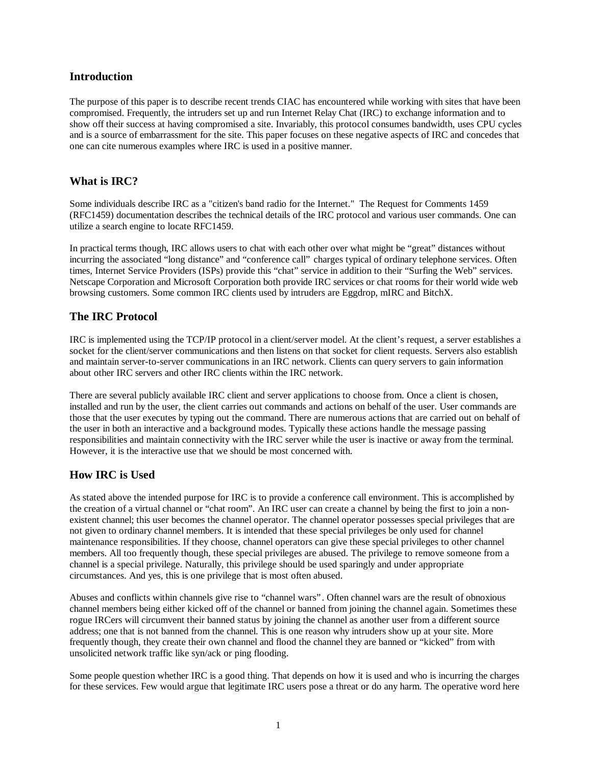## Introduction

The purpose of this paper is to describe recent trends CIAC has encountered while working with sites that have been compromised. Frequently, the intruders set up and run Internet Relay Chat (IRC) to exchange information and to show off their success at having compromised a site. Invariably, this protocol consumes bandwidth, uses CPU cycles and is a source of embarrassment for the site. This paper focuses on these negative aspects of IRC and concedes that one can cite numerous examples where IRC is used in a positive manner.

## What is IRC?

Some individuals describe IRC as a "citizen's band radio for the Internet." The Request for Comments 1459 (RFC1459) documentation describes the technical details of the IRC protocol and various user commands. One can utilize a search engine to locate RFC1459.

In practical terms though, IRC allows users to chat with each other over what might be "great" distances without incurring the associated "long distance" and "conference call" charges typical of ordinary telephone services. Often times, Internet Service Providers (ISPs) provide this "chat" service in addition to their "Surfing the Web" services. Netscape Corporation and Microsoft Corporation both provide IRC services or chat rooms for their world wide web browsing customers. Some common IRC clients used by intruders are Eggdrop, mIRC and BitchX.

## The IRC Protocol

IRC is implemented using the TCP/IP protocol in a client/server model. At the client's request, a server establishes a socket for the client/server communications and then listens on that socket for client requests. Servers also establish and maintain server-to-server communications in an IRC network. Clients can query servers to gain information about other IRC servers and other IRC clients within the IRC network.

There are several publicly available IRC client and server applications to choose from. Once a client is chosen, installed and run by the user, the client carries out commands and actions on behalf of the user. User commands are those that the user executes by typing out the command. There are numerous actions that are carried out on behalf of the user in both an interactive and a background modes. Typically these actions handle the message passing responsibilities and maintain connectivity with the IRC server while the user is inactive or away from the terminal. However, it is the interactive use that we should be most concerned with.

## How IRC is Used

As stated above the intended purpose for IRC is to provide a conference call environment. This is accomplished by the creation of a virtual channel or "chat room". An IRC user can create a channel by being the first to join a non-existent channel; this user becomes the channel operator. The channel operator possesses special privileges that are not given to ordinary channel members. It is intended that these special privileges be only used for channel maintenance responsibilities. If they choose, channel operators can give these special privileges to other channel members. All too frequently though, these special privileges are abused. The privilege to remove someone from a channel is a special privilege. Naturally, this privilege should be used sparingly and under appropriate circumstances. And yes, this is one privilege that is most often abused.

Abuses and conflicts within channels give rise to "channel wars". Often channel wars are the result of obnoxious channel members being either kicked off of the channel or banned from joining the channel again. Sometimes these rogue IRCers will circumvent their banned status by joining the channel as another user from a different source address; one that is not banned from the channel. This is one reason why intruders show up at your site. More frequently though, they create their own channel and flood the channel they are banned or "kicked" from with unsolicited network traffic like syn/ack or ping flooding.

Some people question whether IRC is a good thing. That depends on how it is used and who is incurring the charges for these services. Few would argue that legitimate IRC users pose a threat or do any harm. The operative word here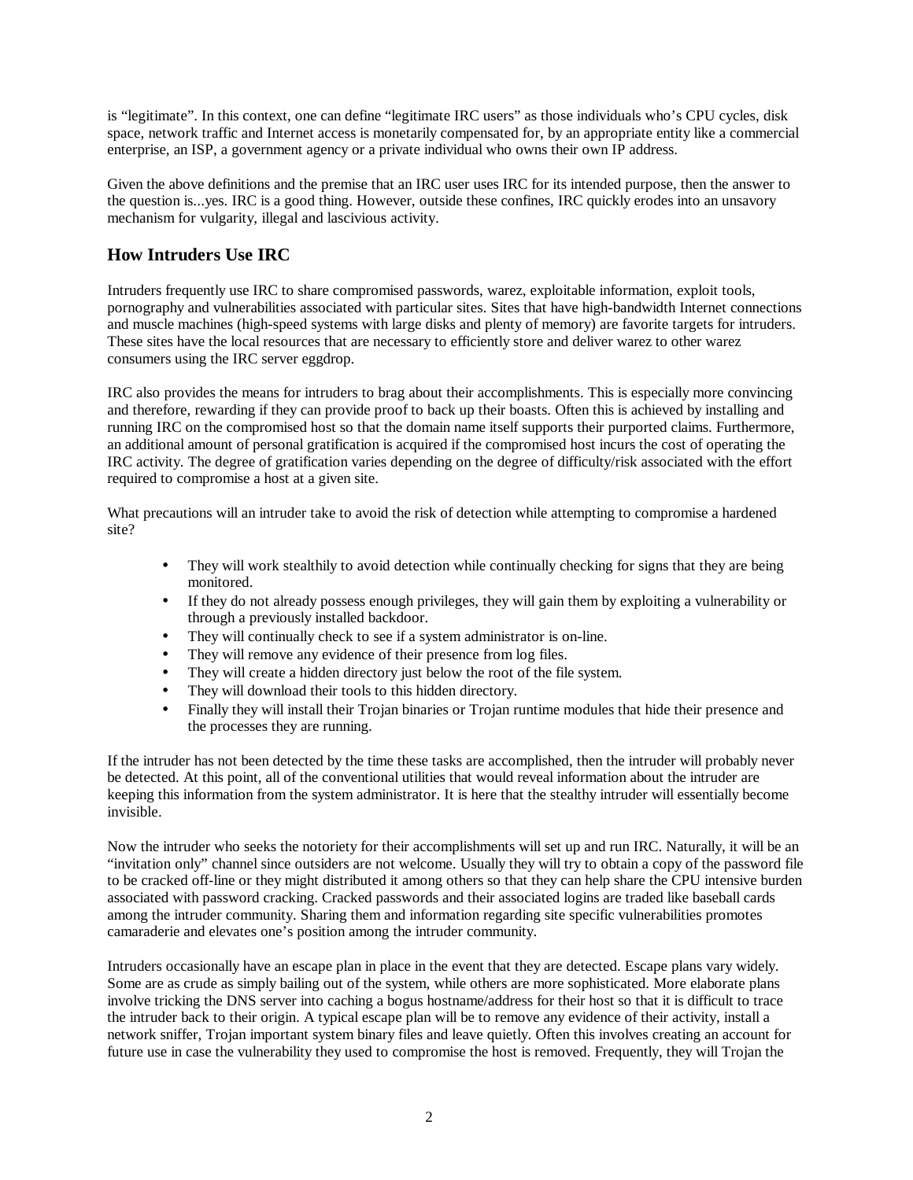is "legitimate". In this context, one can define "legitimate IRC users" as those individuals who's CPU cycles, disk space, network traffic and Internet access is monetarily compensated for, by an appropriate entity like a commercial enterprise, an ISP, a government agency or a private individual who owns their own IP address.

Given the above definitions and the premise that an IRC user uses IRC for its intended purpose, then the answer to the question is...yes. IRC is a good thing. However, outside these confines, IRC quickly erodes into an unsavory mechanism for vulgarity, illegal and lascivious activity.

## How Intruders Use IRC

Intruders frequently use IRC to share compromised passwords, warez, exploitable information, exploit tools, pornography and vulnerabilities associated with particular sites. Sites that have high-bandwidth Internet connections and muscle machines (high-speed systems with large disks and plenty of memory) are favorite targets for intruders. These sites have the local resources that are necessary to efficiently store and deliver warez to other warez consumers using the IRC server eggdrop.

IRC also provides the means for intruders to brag about their accomplishments. This is especially more convincing and therefore, rewarding if they can provide proof to back up their boasts. Often this is achieved by installing and running IRC on the compromised host so that the domain name itself supports their purported claims. Furthermore, an additional amount of personal gratification is acquired if the compromised host incurs the cost of operating the IRC activity. The degree of gratification varies depending on the degree of difficulty/risk associated with the effort required to compromise a host at a given site.

What precautions will an intruder take to avoid the risk of detection while attempting to compromise a hardened site?

- They will work stealthily to avoid detection while continually checking for signs that they are being monitored.
- If they do not already possess enough privileges, they will gain them by exploiting a vulnerability or through a previously installed backdoor.
- They will continually check to see if a system administrator is on-line.
- They will remove any evidence of their presence from log files.
- They will create a hidden directory just below the root of the file system.
- They will download their tools to this hidden directory.
- Finally they will install their Trojan binaries or Trojan runtime modules that hide their presence and the processes they are running.

If the intruder has not been detected by the time these tasks are accomplished, then the intruder will probably never be detected. At this point, all of the conventional utilities that would reveal information about the intruder are keeping this information from the system administrator. It is here that the stealthy intruder will essentially become invisible.

Now the intruder who seeks the notoriety for their accomplishments will set up and run IRC. Naturally, it will be an "invitation only" channel since outsiders are not welcome. Usually they will try to obtain a copy of the password file to be cracked off-line or they might distributed it among others so that they can help share the CPU intensive burden associated with password cracking. Cracked passwords and their associated logins are traded like baseball cards among the intruder community. Sharing them and information regarding site specific vulnerabilities promotes camaraderie and elevates one's position among the intruder community.

Intruders occasionally have an escape plan in place in the event that they are detected. Escape plans vary widely. Some are as crude as simply bailing out of the system, while others are more sophisticated. More elaborate plans involve tricking the DNS server into caching a bogus hostname/address for their host so that it is difficult to trace the intruder back to their origin. A typical escape plan will be to remove any evidence of their activity, install a network sniffer, Trojan important system binary files and leave quietly. Often this involves creating an account for future use in case the vulnerability they used to compromise the host is removed. Frequently, they will Trojan the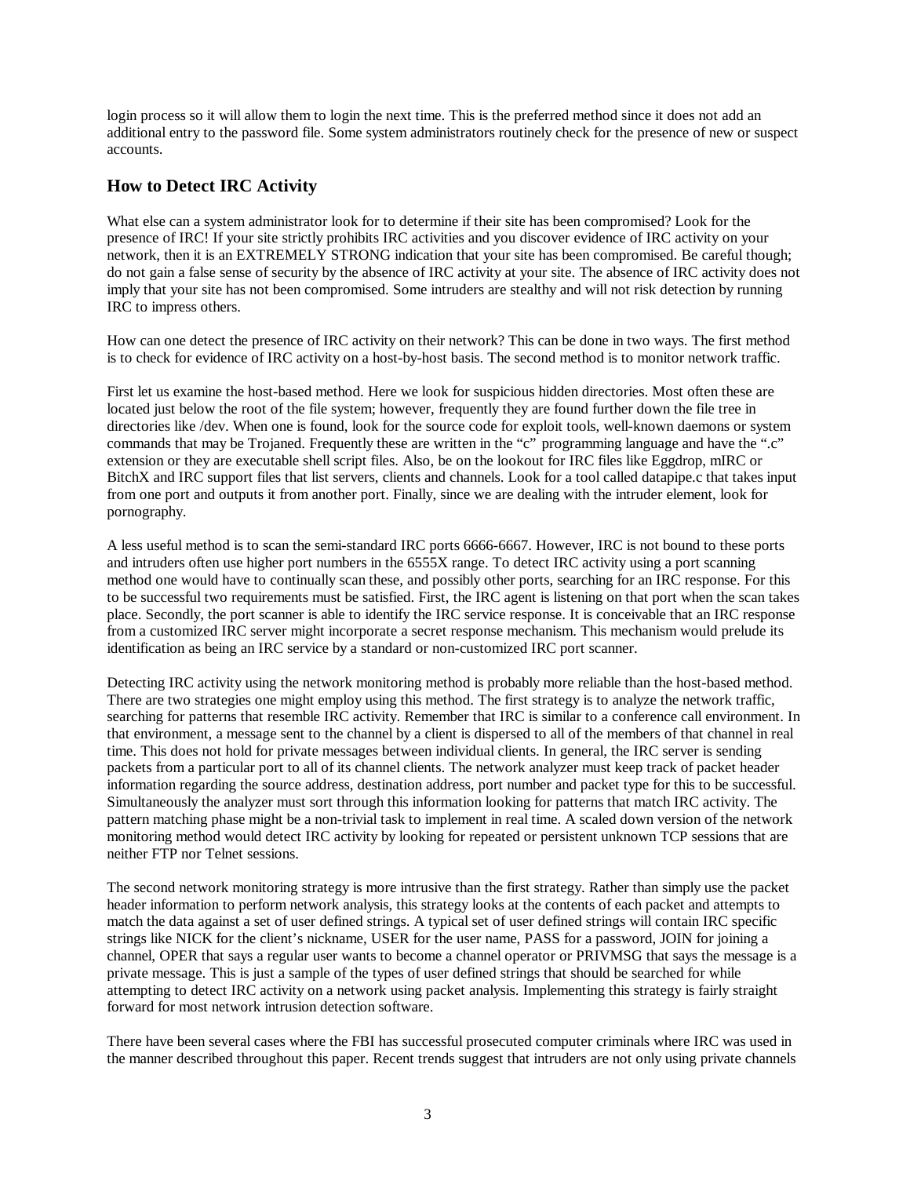login process so it will allow them to login the next time. This is the preferred method since it does not add an additional entry to the password file. Some system administrators routinely check for the presence of new or suspect accounts.

## How to Detect IRC Activity

What else can a system administrator look for to determine if their site has been compromised? Look for the presence of IRC! If your site strictly prohibits IRC activities and you discover evidence of IRC activity on your network, then it is an EXTREMELY STRONG indication that your site has been compromised. Be careful though; do not gain a false sense of security by the absence of IRC activity at your site. The absence of IRC activity does not imply that your site has not been compromised. Some intruders are stealthy and will not risk detection by running IRC to impress others.

How can one detect the presence of IRC activity on their network? This can be done in two ways. The first method is to check for evidence of IRC activity on a host-by-host basis. The second method is to monitor network traffic.

First let us examine the host-based method. Here we look for suspicious hidden directories. Most often these are located just below the root of the file system; however, frequently they are found further down the file tree in directories like /dev. When one is found, look for the source code for exploit tools, well-known daemons or system commands that may be Trojaned. Frequently these are written in the "c" programming language and have the ".c" extension or they are executable shell script files. Also, be on the lookout for IRC files like Eggdrop, mIRC or BitchX and IRC support files that list servers, clients and channels. Look for a tool called datapipe.c that takes input from one port and outputs it from another port. Finally, since we are dealing with the intruder element, look for pornography.

A less useful method is to scan the semi-standard IRC ports 6666-6667. However, IRC is not bound to these ports and intruders often use higher port numbers in the 6555X range. To detect IRC activity using a port scanning method one would have to continually scan these, and possibly other ports, searching for an IRC response. For this to be successful two requirements must be satisfied. First, the IRC agent is listening on that port when the scan takes place. Secondly, the port scanner is able to identify the IRC service response. It is conceivable that an IRC response from a customized IRC server might incorporate a secret response mechanism. This mechanism would prelude its identification as being an IRC service by a standard or non-customized IRC port scanner.

Detecting IRC activity using the network monitoring method is probably more reliable than the host-based method. There are two strategies one might employ using this method. The first strategy is to analyze the network traffic, searching for patterns that resemble IRC activity. Remember that IRC is similar to a conference call environment. In that environment, a message sent to the channel by a client is dispersed to all of the members of that channel in real time. This does not hold for private messages between individual clients. In general, the IRC server is sending packets from a particular port to all of its channel clients. The network analyzer must keep track of packet header information regarding the source address, destination address, port number and packet type for this to be successful. Simultaneously the analyzer must sort through this information looking for patterns that match IRC activity. The pattern matching phase might be a non-trivial task to implement in real time. A scaled down version of the network monitoring method would detect IRC activity by looking for repeated or persistent unknown TCP sessions that are neither FTP nor Telnet sessions.

The second network monitoring strategy is more intrusive than the first strategy. Rather than simply use the packet header information to perform network analysis, this strategy looks at the contents of each packet and attempts to match the data against a set of user defined strings. A typical set of user defined strings will contain IRC specific strings like NICK for the client's nickname, USER for the user name, PASS for a password, JOIN for joining a channel, OPER that says a regular user wants to become a channel operator or PRIVMSG that says the message is a private message. This is just a sample of the types of user defined strings that should be searched for while attempting to detect IRC activity on a network using packet analysis. Implementing this strategy is fairly straight forward for most network intrusion detection software.

There have been several cases where the FBI has successful prosecuted computer criminals where IRC was used in the manner described throughout this paper. Recent trends suggest that intruders are not only using private channels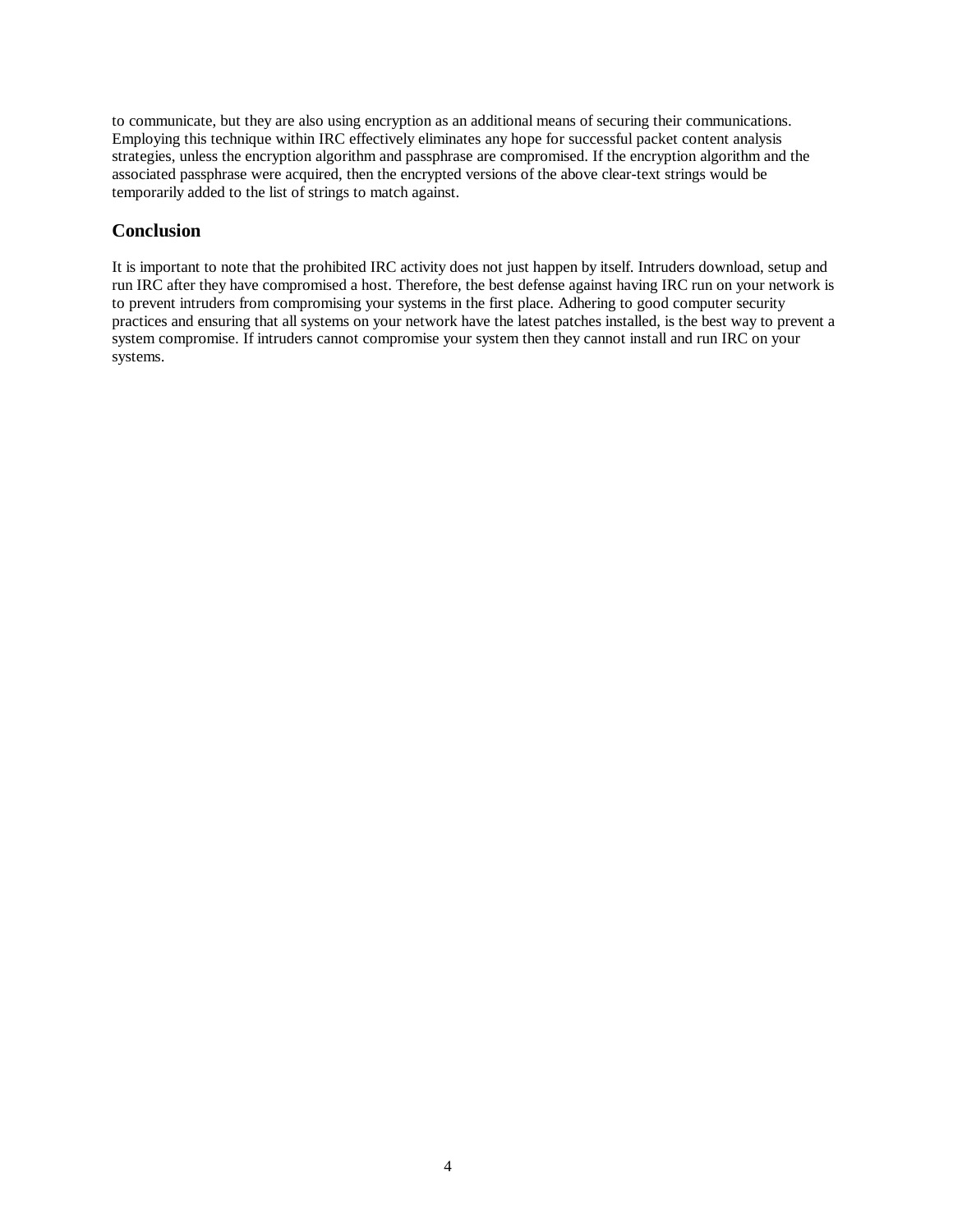to communicate, but they are also using encryption as an additional means of securing their communications. Employing this technique within IRC effectively eliminates any hope for successful packet content analysis strategies, unless the encryption algorithm and passphrase are compromised. If the encryption algorithm and the associated passphrase were acquired, then the encrypted versions of the above clear-text strings would be temporarily added to the list of strings to match against.

## Conclusion

It is important to note that the prohibited IRC activity does not just happen by itself. Intruders download, setup and run IRC after they have compromised a host. Therefore, the best defense against having IRC run on your network is to prevent intruders from compromising your systems in the first place. Adhering to good computer security practices and ensuring that all systems on your network have the latest patches installed, is the best way to prevent a system compromise. If intruders cannot compromise your system then they cannot install and run IRC on your systems.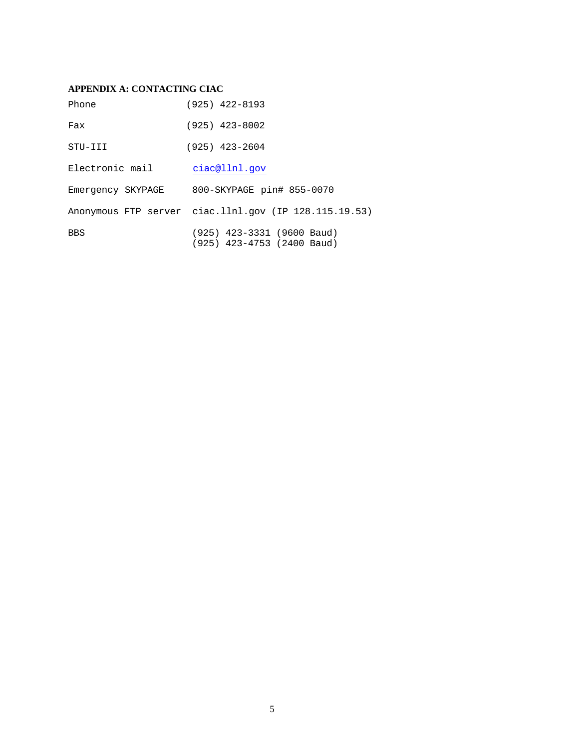### APPENDIX A: CONTACTING CIAC

| | |
|---|---|
| Phone | (925) 422-8193 |
| Fax | (925) 423-8002 |
| STU-III | (925) 423-2604 |
| Electronic mail | ciac@llnl.gov |
| Emergency SKYPAGE | 800-SKYPAGE pin# 855-0070 |
| Anonymous FTP server | ciac.llnl.gov (IP 128.115.19.53) |
| BBS | (925) 423-3331 (9600 Baud)<br>(925) 423-4753 (2400 Baud) |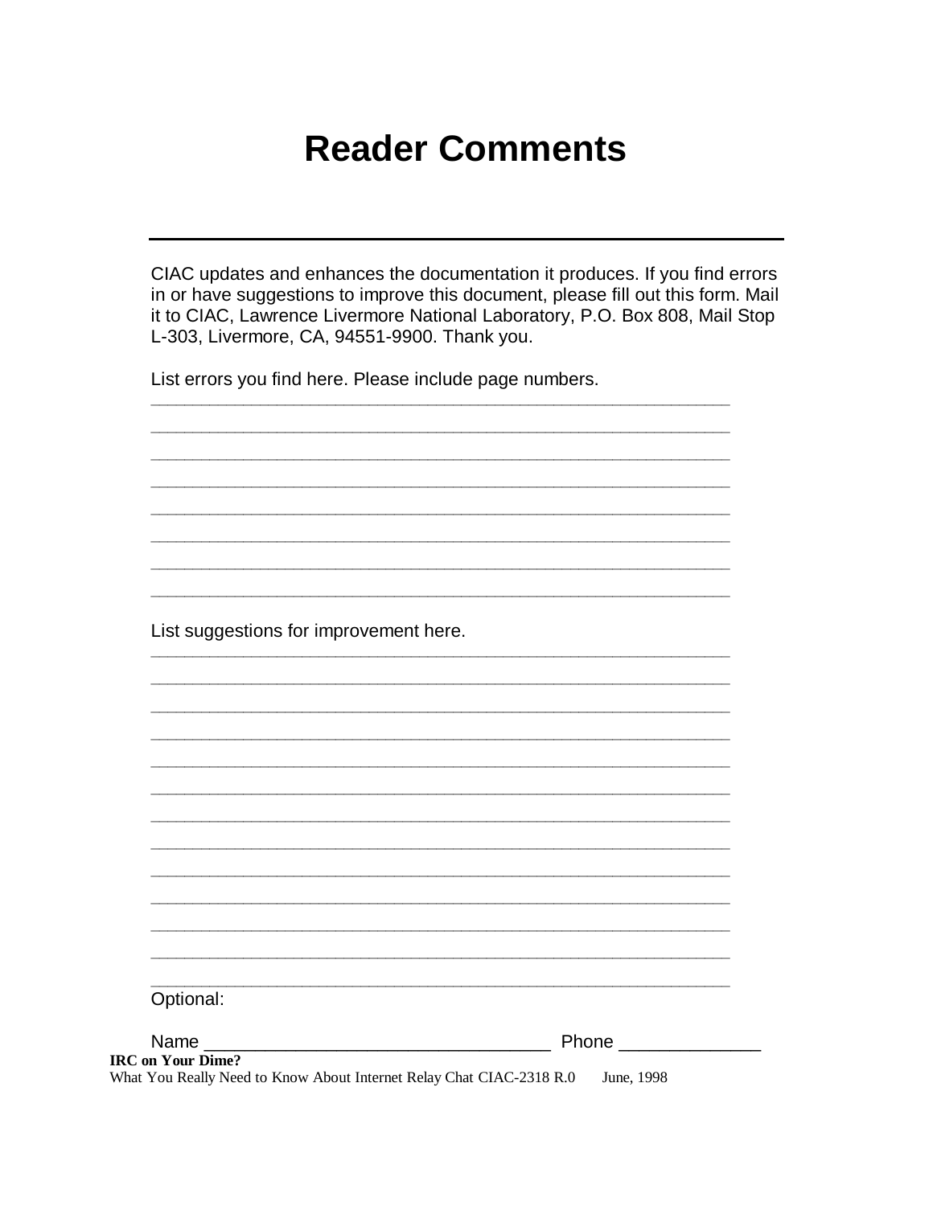# Reader Comments

---

CIAC updates and enhances the documentation it produces. If you find errors in or have suggestions to improve this document, please fill out this form. Mail it to CIAC, Lawrence Livermore National Laboratory, P.O. Box 808, Mail Stop L-303, Livermore, CA, 94551-9900. Thank you.

List errors you find here. Please include page numbers.

______________________________________________________________

______________________________________________________________

______________________________________________________________

______________________________________________________________

______________________________________________________________

______________________________________________________________

______________________________________________________________

______________________________________________________________

List suggestions for improvement here.

______________________________________________________________

______________________________________________________________

______________________________________________________________

______________________________________________________________

______________________________________________________________

______________________________________________________________

______________________________________________________________

______________________________________________________________

______________________________________________________________

______________________________________________________________

______________________________________________________________

______________________________________________________________

______________________________________________________________

Optional:

Name ___________________________________ Phone ______________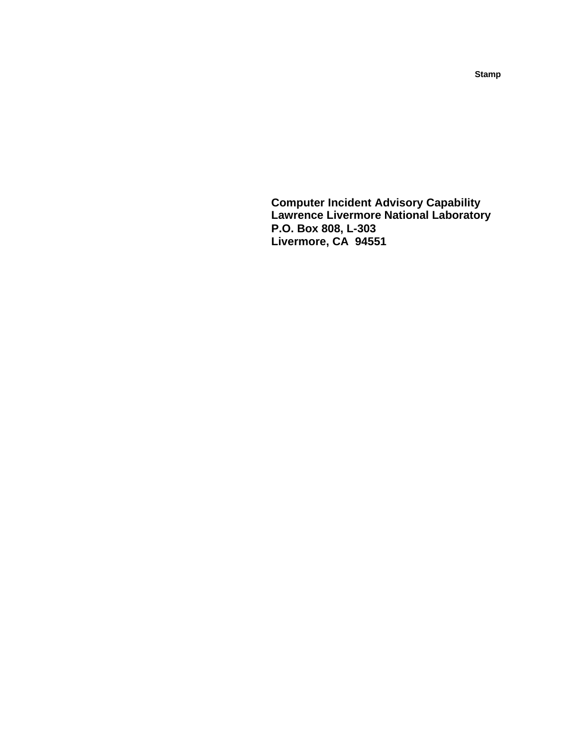Stamp

**Computer Incident Advisory Capability**
**Lawrence Livermore National Laboratory**
**P.O. Box 808, L-303**
**Livermore, CA  94551**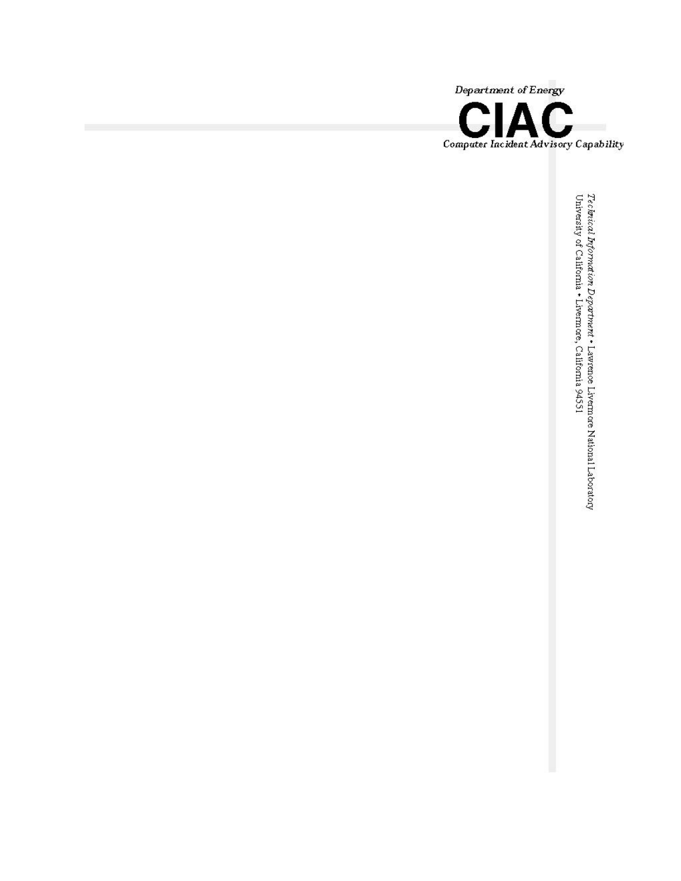*Department of Energy*

# CIAC

*Computer Incident Advisory Capability*

*Technical Information Department* • Lawrence Livermore National Laboratory
University of California • Livermore, California 94551